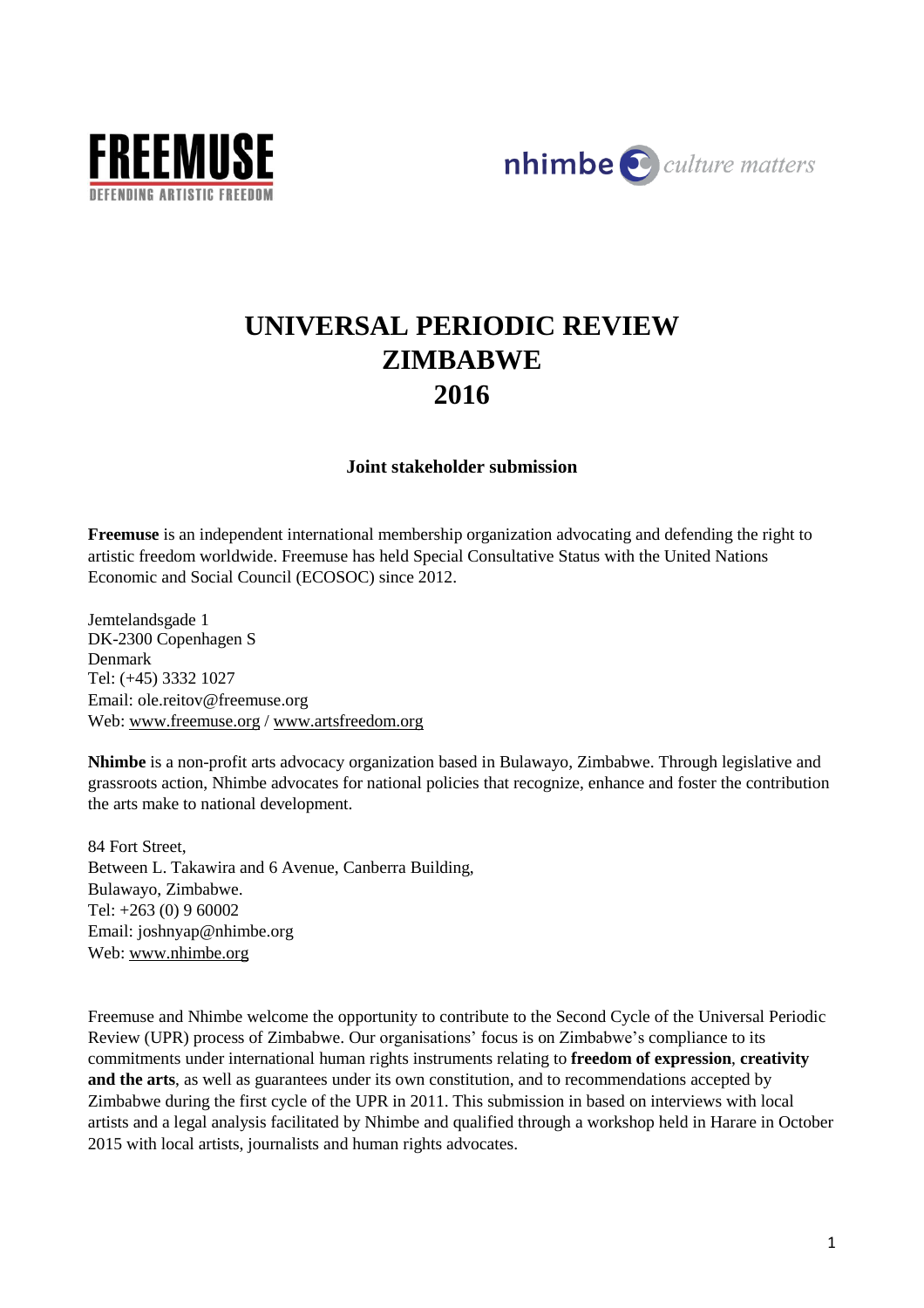FREEMUSE
DEFENDING ARTISTIC FREEDOM

nhimbe *culture matters*

# UNIVERSAL PERIODIC REVIEW ZIMBABWE 2016

**Joint stakeholder submission**

**Freemuse** is an independent international membership organization advocating and defending the right to artistic freedom worldwide. Freemuse has held Special Consultative Status with the United Nations Economic and Social Council (ECOSOC) since 2012.

Jemtelandsgade 1
DK-2300 Copenhagen S
Denmark
Tel: (+45) 3332 1027
Email: ole.reitov@freemuse.org
Web: www.freemuse.org / www.artsfreedom.org

**Nhimbe** is a non-profit arts advocacy organization based in Bulawayo, Zimbabwe. Through legislative and grassroots action, Nhimbe advocates for national policies that recognize, enhance and foster the contribution the arts make to national development.

84 Fort Street,
Between L. Takawira and 6 Avenue, Canberra Building,
Bulawayo, Zimbabwe.
Tel: +263 (0) 9 60002
Email: joshnyap@nhimbe.org
Web: www.nhimbe.org

Freemuse and Nhimbe welcome the opportunity to contribute to the Second Cycle of the Universal Periodic Review (UPR) process of Zimbabwe. Our organisations' focus is on Zimbabwe's compliance to its commitments under international human rights instruments relating to **freedom of expression**, **creativity and the arts**, as well as guarantees under its own constitution, and to recommendations accepted by Zimbabwe during the first cycle of the UPR in 2011. This submission in based on interviews with local artists and a legal analysis facilitated by Nhimbe and qualified through a workshop held in Harare in October 2015 with local artists, journalists and human rights advocates.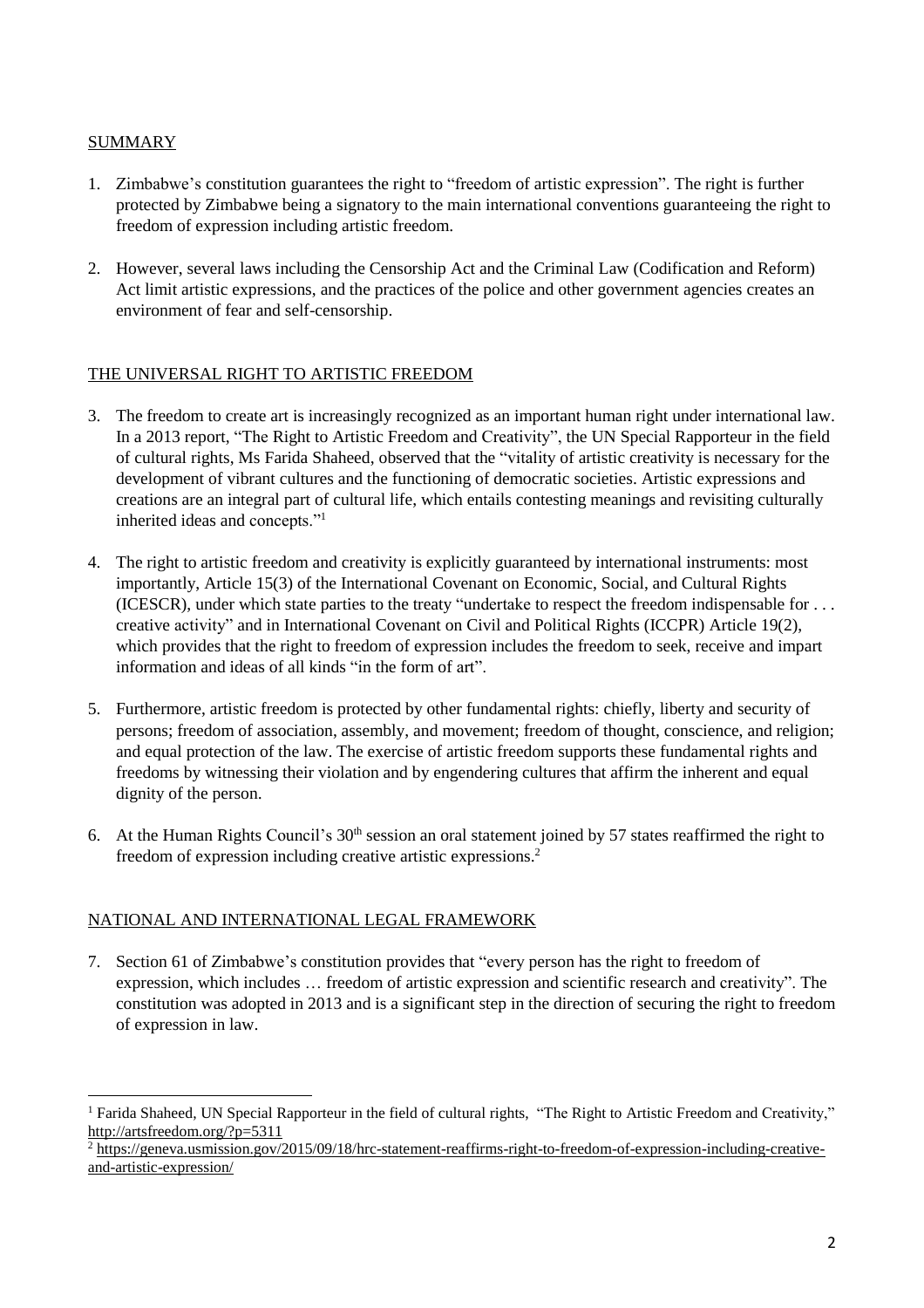## SUMMARY

1. Zimbabwe's constitution guarantees the right to "freedom of artistic expression". The right is further protected by Zimbabwe being a signatory to the main international conventions guaranteeing the right to freedom of expression including artistic freedom.

2. However, several laws including the Censorship Act and the Criminal Law (Codification and Reform) Act limit artistic expressions, and the practices of the police and other government agencies creates an environment of fear and self-censorship.

## THE UNIVERSAL RIGHT TO ARTISTIC FREEDOM

3. The freedom to create art is increasingly recognized as an important human right under international law. In a 2013 report, "The Right to Artistic Freedom and Creativity", the UN Special Rapporteur in the field of cultural rights, Ms Farida Shaheed, observed that the "vitality of artistic creativity is necessary for the development of vibrant cultures and the functioning of democratic societies. Artistic expressions and creations are an integral part of cultural life, which entails contesting meanings and revisiting culturally inherited ideas and concepts."[1]

4. The right to artistic freedom and creativity is explicitly guaranteed by international instruments: most importantly, Article 15(3) of the International Covenant on Economic, Social, and Cultural Rights (ICESCR), under which state parties to the treaty "undertake to respect the freedom indispensable for . . . creative activity" and in International Covenant on Civil and Political Rights (ICCPR) Article 19(2), which provides that the right to freedom of expression includes the freedom to seek, receive and impart information and ideas of all kinds "in the form of art".

5. Furthermore, artistic freedom is protected by other fundamental rights: chiefly, liberty and security of persons; freedom of association, assembly, and movement; freedom of thought, conscience, and religion; and equal protection of the law. The exercise of artistic freedom supports these fundamental rights and freedoms by witnessing their violation and by engendering cultures that affirm the inherent and equal dignity of the person.

6. At the Human Rights Council's 30th session an oral statement joined by 57 states reaffirmed the right to freedom of expression including creative artistic expressions.[2]

## NATIONAL AND INTERNATIONAL LEGAL FRAMEWORK

7. Section 61 of Zimbabwe's constitution provides that "every person has the right to freedom of expression, which includes … freedom of artistic expression and scientific research and creativity". The constitution was adopted in 2013 and is a significant step in the direction of securing the right to freedom of expression in law.

---

[1] Farida Shaheed, UN Special Rapporteur in the field of cultural rights, "The Right to Artistic Freedom and Creativity," http://artsfreedom.org/?p=5311

[2] https://geneva.usmission.gov/2015/09/18/hrc-statement-reaffirms-right-to-freedom-of-expression-including-creative-and-artistic-expression/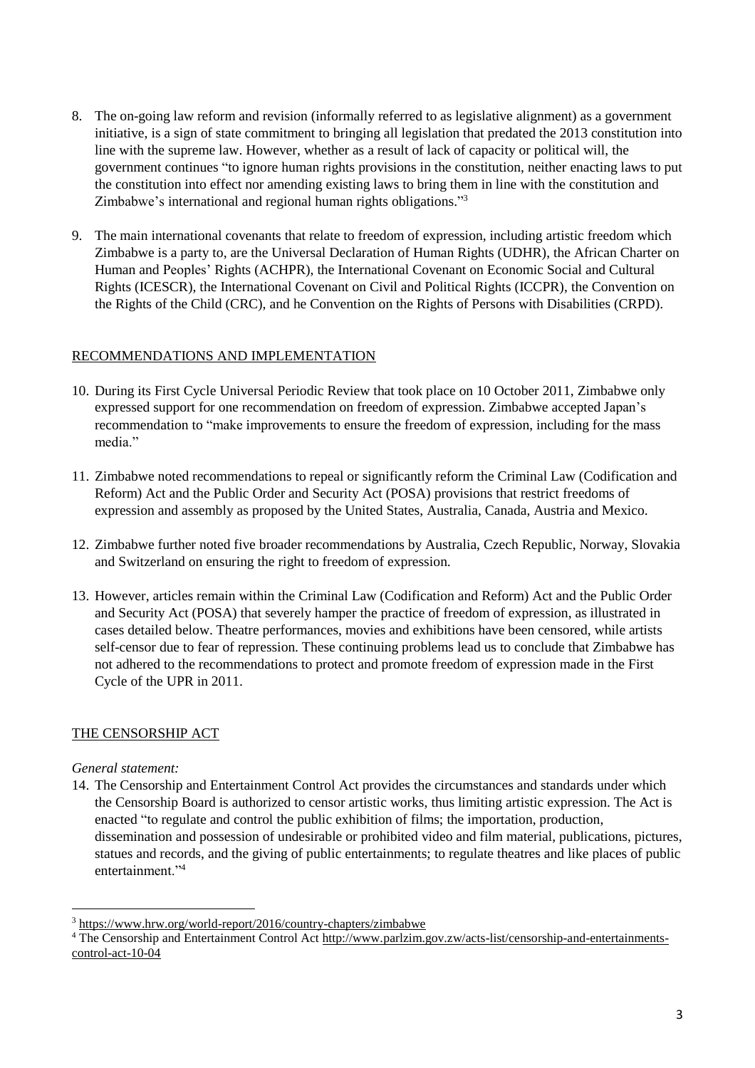8. The on-going law reform and revision (informally referred to as legislative alignment) as a government initiative, is a sign of state commitment to bringing all legislation that predated the 2013 constitution into line with the supreme law. However, whether as a result of lack of capacity or political will, the government continues "to ignore human rights provisions in the constitution, neither enacting laws to put the constitution into effect nor amending existing laws to bring them in line with the constitution and Zimbabwe's international and regional human rights obligations."[3]

9. The main international covenants that relate to freedom of expression, including artistic freedom which Zimbabwe is a party to, are the Universal Declaration of Human Rights (UDHR), the African Charter on Human and Peoples' Rights (ACHPR), the International Covenant on Economic Social and Cultural Rights (ICESCR), the International Covenant on Civil and Political Rights (ICCPR), the Convention on the Rights of the Child (CRC), and he Convention on the Rights of Persons with Disabilities (CRPD).

## RECOMMENDATIONS AND IMPLEMENTATION

10. During its First Cycle Universal Periodic Review that took place on 10 October 2011, Zimbabwe only expressed support for one recommendation on freedom of expression. Zimbabwe accepted Japan's recommendation to "make improvements to ensure the freedom of expression, including for the mass media."

11. Zimbabwe noted recommendations to repeal or significantly reform the Criminal Law (Codification and Reform) Act and the Public Order and Security Act (POSA) provisions that restrict freedoms of expression and assembly as proposed by the United States, Australia, Canada, Austria and Mexico.

12. Zimbabwe further noted five broader recommendations by Australia, Czech Republic, Norway, Slovakia and Switzerland on ensuring the right to freedom of expression.

13. However, articles remain within the Criminal Law (Codification and Reform) Act and the Public Order and Security Act (POSA) that severely hamper the practice of freedom of expression, as illustrated in cases detailed below. Theatre performances, movies and exhibitions have been censored, while artists self-censor due to fear of repression. These continuing problems lead us to conclude that Zimbabwe has not adhered to the recommendations to protect and promote freedom of expression made in the First Cycle of the UPR in 2011.

## THE CENSORSHIP ACT

*General statement:*

14. The Censorship and Entertainment Control Act provides the circumstances and standards under which the Censorship Board is authorized to censor artistic works, thus limiting artistic expression. The Act is enacted "to regulate and control the public exhibition of films; the importation, production, dissemination and possession of undesirable or prohibited video and film material, publications, pictures, statues and records, and the giving of public entertainments; to regulate theatres and like places of public entertainment."[4]

---

[3] https://www.hrw.org/world-report/2016/country-chapters/zimbabwe

[4] The Censorship and Entertainment Control Act http://www.parlzim.gov.zw/acts-list/censorship-and-entertainments-control-act-10-04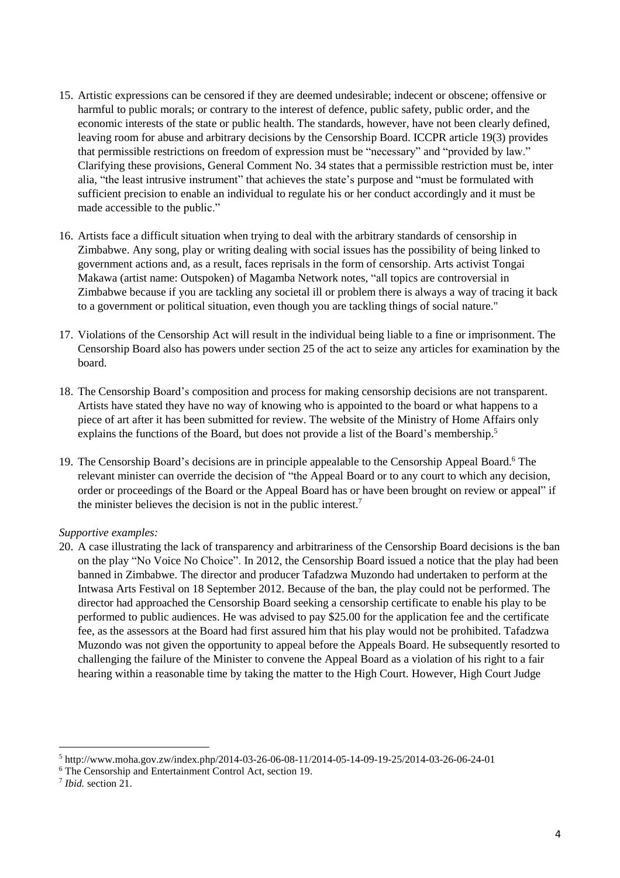15. Artistic expressions can be censored if they are deemed undesirable; indecent or obscene; offensive or harmful to public morals; or contrary to the interest of defence, public safety, public order, and the economic interests of the state or public health. The standards, however, have not been clearly defined, leaving room for abuse and arbitrary decisions by the Censorship Board. ICCPR article 19(3) provides that permissible restrictions on freedom of expression must be "necessary" and "provided by law." Clarifying these provisions, General Comment No. 34 states that a permissible restriction must be, inter alia, "the least intrusive instrument" that achieves the state's purpose and "must be formulated with sufficient precision to enable an individual to regulate his or her conduct accordingly and it must be made accessible to the public."

16. Artists face a difficult situation when trying to deal with the arbitrary standards of censorship in Zimbabwe. Any song, play or writing dealing with social issues has the possibility of being linked to government actions and, as a result, faces reprisals in the form of censorship. Arts activist Tongai Makawa (artist name: Outspoken) of Magamba Network notes, "all topics are controversial in Zimbabwe because if you are tackling any societal ill or problem there is always a way of tracing it back to a government or political situation, even though you are tackling things of social nature."

17. Violations of the Censorship Act will result in the individual being liable to a fine or imprisonment. The Censorship Board also has powers under section 25 of the act to seize any articles for examination by the board.

18. The Censorship Board's composition and process for making censorship decisions are not transparent. Artists have stated they have no way of knowing who is appointed to the board or what happens to a piece of art after it has been submitted for review. The website of the Ministry of Home Affairs only explains the functions of the Board, but does not provide a list of the Board's membership.[5]

19. The Censorship Board's decisions are in principle appealable to the Censorship Appeal Board.[6] The relevant minister can override the decision of "the Appeal Board or to any court to which any decision, order or proceedings of the Board or the Appeal Board has or have been brought on review or appeal" if the minister believes the decision is not in the public interest.[7]

*Supportive examples:*

20. A case illustrating the lack of transparency and arbitrariness of the Censorship Board decisions is the ban on the play "No Voice No Choice". In 2012, the Censorship Board issued a notice that the play had been banned in Zimbabwe. The director and producer Tafadzwa Muzondo had undertaken to perform at the Intwasa Arts Festival on 18 September 2012. Because of the ban, the play could not be performed. The director had approached the Censorship Board seeking a censorship certificate to enable his play to be performed to public audiences. He was advised to pay $25.00 for the application fee and the certificate fee, as the assessors at the Board had first assured him that his play would not be prohibited. Tafadzwa Muzondo was not given the opportunity to appeal before the Appeals Board. He subsequently resorted to challenging the failure of the Minister to convene the Appeal Board as a violation of his right to a fair hearing within a reasonable time by taking the matter to the High Court. However, High Court Judge

---

[5] http://www.moha.gov.zw/index.php/2014-03-26-06-08-11/2014-05-14-09-19-25/2014-03-26-06-24-01

[6] The Censorship and Entertainment Control Act, section 19.

[7] *Ibid.* section 21.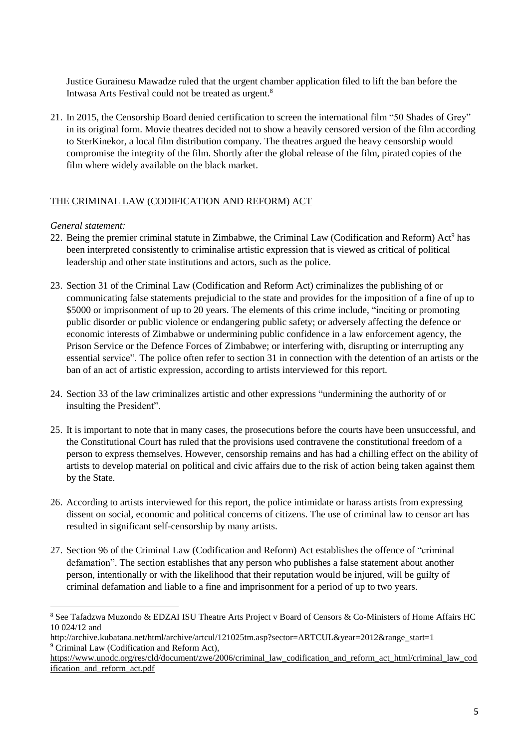Justice Gurainesu Mawadze ruled that the urgent chamber application filed to lift the ban before the Intwasa Arts Festival could not be treated as urgent.[8]

21. In 2015, the Censorship Board denied certification to screen the international film "50 Shades of Grey" in its original form. Movie theatres decided not to show a heavily censored version of the film according to SterKinekor, a local film distribution company. The theatres argued the heavy censorship would compromise the integrity of the film. Shortly after the global release of the film, pirated copies of the film where widely available on the black market.

## THE CRIMINAL LAW (CODIFICATION AND REFORM) ACT

*General statement:*

22. Being the premier criminal statute in Zimbabwe, the Criminal Law (Codification and Reform) Act[9] has been interpreted consistently to criminalise artistic expression that is viewed as critical of political leadership and other state institutions and actors, such as the police.

23. Section 31 of the Criminal Law (Codification and Reform Act) criminalizes the publishing of or communicating false statements prejudicial to the state and provides for the imposition of a fine of up to \$5000 or imprisonment of up to 20 years. The elements of this crime include, "inciting or promoting public disorder or public violence or endangering public safety; or adversely affecting the defence or economic interests of Zimbabwe or undermining public confidence in a law enforcement agency, the Prison Service or the Defence Forces of Zimbabwe; or interfering with, disrupting or interrupting any essential service". The police often refer to section 31 in connection with the detention of an artists or the ban of an act of artistic expression, according to artists interviewed for this report.

24. Section 33 of the law criminalizes artistic and other expressions "undermining the authority of or insulting the President".

25. It is important to note that in many cases, the prosecutions before the courts have been unsuccessful, and the Constitutional Court has ruled that the provisions used contravene the constitutional freedom of a person to express themselves. However, censorship remains and has had a chilling effect on the ability of artists to develop material on political and civic affairs due to the risk of action being taken against them by the State.

26. According to artists interviewed for this report, the police intimidate or harass artists from expressing dissent on social, economic and political concerns of citizens. The use of criminal law to censor art has resulted in significant self-censorship by many artists.

27. Section 96 of the Criminal Law (Codification and Reform) Act establishes the offence of "criminal defamation". The section establishes that any person who publishes a false statement about another person, intentionally or with the likelihood that their reputation would be injured, will be guilty of criminal defamation and liable to a fine and imprisonment for a period of up to two years.

---

[8] See Tafadzwa Muzondo & EDZAI ISU Theatre Arts Project v Board of Censors & Co-Ministers of Home Affairs HC 10 024/12 and http://archive.kubatana.net/html/archive/artcul/121025tm.asp?sector=ARTCUL&year=2012&range_start=1

[9] Criminal Law (Codification and Reform Act), https://www.unodc.org/res/cld/document/zwe/2006/criminal_law_codification_and_reform_act_html/criminal_law_codification_and_reform_act.pdf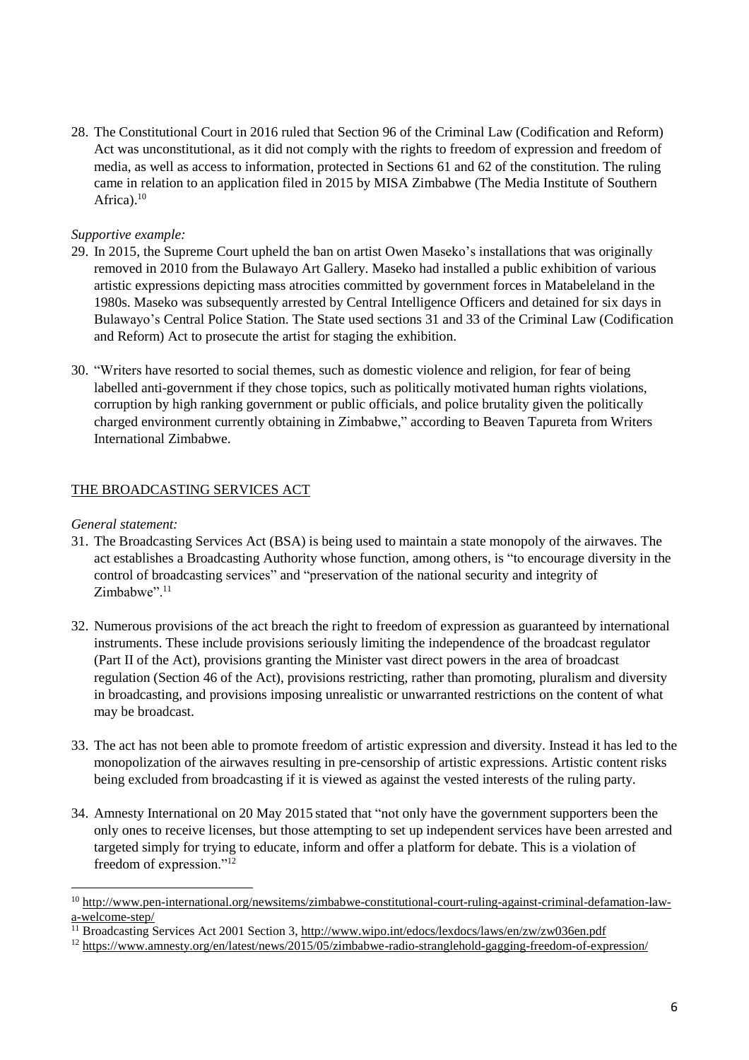28. The Constitutional Court in 2016 ruled that Section 96 of the Criminal Law (Codification and Reform) Act was unconstitutional, as it did not comply with the rights to freedom of expression and freedom of media, as well as access to information, protected in Sections 61 and 62 of the constitution. The ruling came in relation to an application filed in 2015 by MISA Zimbabwe (The Media Institute of Southern Africa).[10]

*Supportive example:*

29. In 2015, the Supreme Court upheld the ban on artist Owen Maseko's installations that was originally removed in 2010 from the Bulawayo Art Gallery. Maseko had installed a public exhibition of various artistic expressions depicting mass atrocities committed by government forces in Matabeleland in the 1980s. Maseko was subsequently arrested by Central Intelligence Officers and detained for six days in Bulawayo's Central Police Station. The State used sections 31 and 33 of the Criminal Law (Codification and Reform) Act to prosecute the artist for staging the exhibition.

30. "Writers have resorted to social themes, such as domestic violence and religion, for fear of being labelled anti-government if they chose topics, such as politically motivated human rights violations, corruption by high ranking government or public officials, and police brutality given the politically charged environment currently obtaining in Zimbabwe," according to Beaven Tapureta from Writers International Zimbabwe.

## THE BROADCASTING SERVICES ACT

*General statement:*

31. The Broadcasting Services Act (BSA) is being used to maintain a state monopoly of the airwaves. The act establishes a Broadcasting Authority whose function, among others, is "to encourage diversity in the control of broadcasting services" and "preservation of the national security and integrity of Zimbabwe".[11]

32. Numerous provisions of the act breach the right to freedom of expression as guaranteed by international instruments. These include provisions seriously limiting the independence of the broadcast regulator (Part II of the Act), provisions granting the Minister vast direct powers in the area of broadcast regulation (Section 46 of the Act), provisions restricting, rather than promoting, pluralism and diversity in broadcasting, and provisions imposing unrealistic or unwarranted restrictions on the content of what may be broadcast.

33. The act has not been able to promote freedom of artistic expression and diversity. Instead it has led to the monopolization of the airwaves resulting in pre-censorship of artistic expressions. Artistic content risks being excluded from broadcasting if it is viewed as against the vested interests of the ruling party.

34. Amnesty International on 20 May 2015 stated that "not only have the government supporters been the only ones to receive licenses, but those attempting to set up independent services have been arrested and targeted simply for trying to educate, inform and offer a platform for debate. This is a violation of freedom of expression."[12]

---

[10] http://www.pen-international.org/newsitems/zimbabwe-constitutional-court-ruling-against-criminal-defamation-law-a-welcome-step/

[11] Broadcasting Services Act 2001 Section 3, http://www.wipo.int/edocs/lexdocs/laws/en/zw/zw036en.pdf

[12] https://www.amnesty.org/en/latest/news/2015/05/zimbabwe-radio-stranglehold-gagging-freedom-of-expression/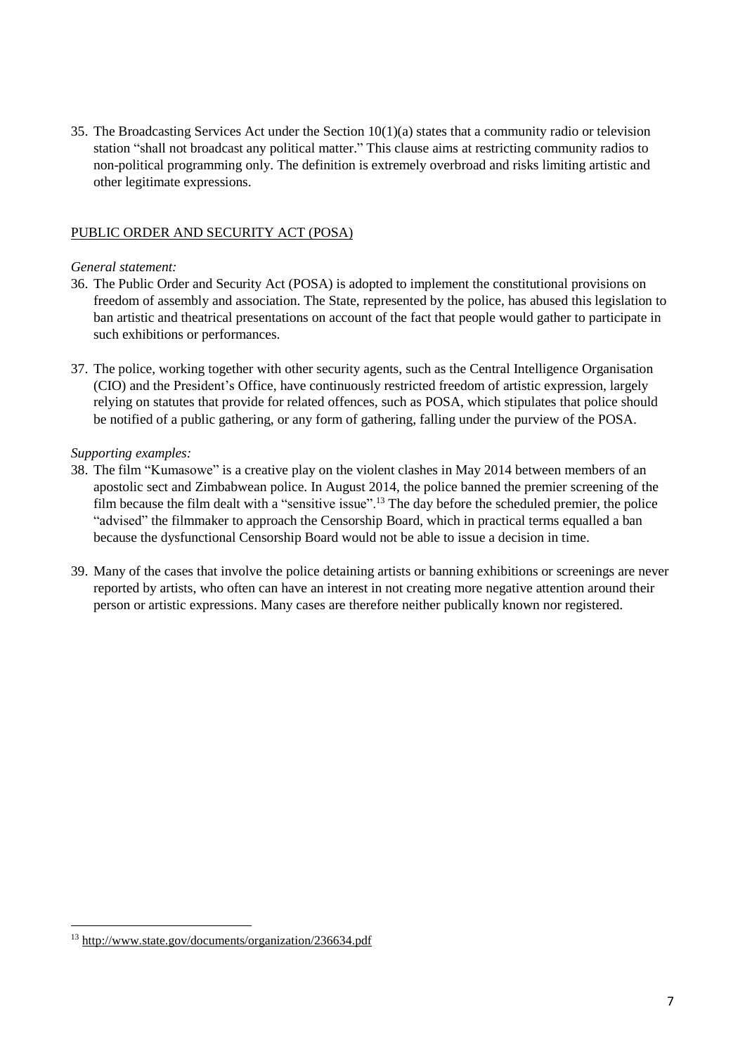35. The Broadcasting Services Act under the Section 10(1)(a) states that a community radio or television station "shall not broadcast any political matter." This clause aims at restricting community radios to non-political programming only. The definition is extremely overbroad and risks limiting artistic and other legitimate expressions.

PUBLIC ORDER AND SECURITY ACT (POSA)

*General statement:*

36. The Public Order and Security Act (POSA) is adopted to implement the constitutional provisions on freedom of assembly and association. The State, represented by the police, has abused this legislation to ban artistic and theatrical presentations on account of the fact that people would gather to participate in such exhibitions or performances.

37. The police, working together with other security agents, such as the Central Intelligence Organisation (CIO) and the President's Office, have continuously restricted freedom of artistic expression, largely relying on statutes that provide for related offences, such as POSA, which stipulates that police should be notified of a public gathering, or any form of gathering, falling under the purview of the POSA.

*Supporting examples:*

38. The film "Kumasowe" is a creative play on the violent clashes in May 2014 between members of an apostolic sect and Zimbabwean police. In August 2014, the police banned the premier screening of the film because the film dealt with a "sensitive issue".[13] The day before the scheduled premier, the police "advised" the filmmaker to approach the Censorship Board, which in practical terms equalled a ban because the dysfunctional Censorship Board would not be able to issue a decision in time.

39. Many of the cases that involve the police detaining artists or banning exhibitions or screenings are never reported by artists, who often can have an interest in not creating more negative attention around their person or artistic expressions. Many cases are therefore neither publically known nor registered.

[13] http://www.state.gov/documents/organization/236634.pdf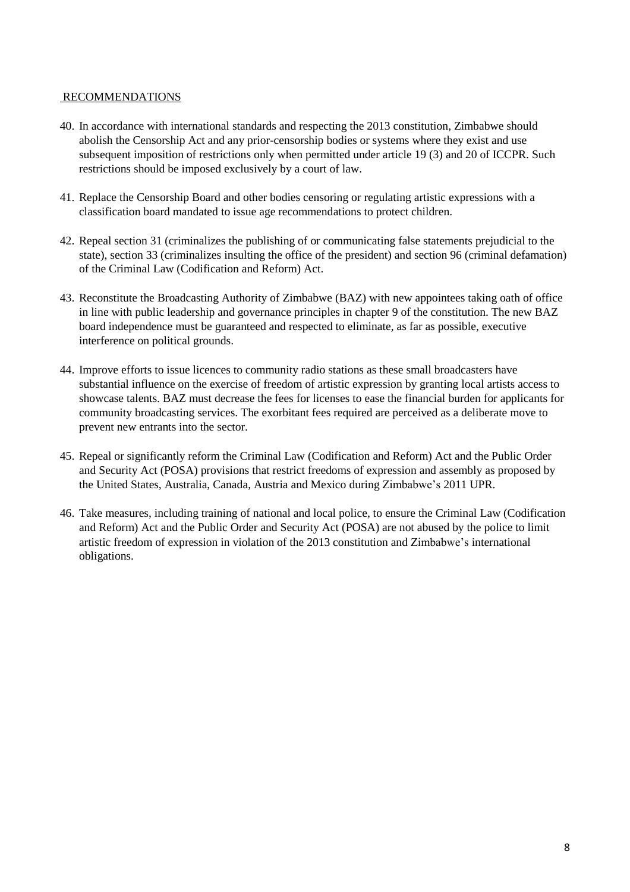## RECOMMENDATIONS

40. In accordance with international standards and respecting the 2013 constitution, Zimbabwe should abolish the Censorship Act and any prior-censorship bodies or systems where they exist and use subsequent imposition of restrictions only when permitted under article 19 (3) and 20 of ICCPR. Such restrictions should be imposed exclusively by a court of law.

41. Replace the Censorship Board and other bodies censoring or regulating artistic expressions with a classification board mandated to issue age recommendations to protect children.

42. Repeal section 31 (criminalizes the publishing of or communicating false statements prejudicial to the state), section 33 (criminalizes insulting the office of the president) and section 96 (criminal defamation) of the Criminal Law (Codification and Reform) Act.

43. Reconstitute the Broadcasting Authority of Zimbabwe (BAZ) with new appointees taking oath of office in line with public leadership and governance principles in chapter 9 of the constitution. The new BAZ board independence must be guaranteed and respected to eliminate, as far as possible, executive interference on political grounds.

44. Improve efforts to issue licences to community radio stations as these small broadcasters have substantial influence on the exercise of freedom of artistic expression by granting local artists access to showcase talents. BAZ must decrease the fees for licenses to ease the financial burden for applicants for community broadcasting services. The exorbitant fees required are perceived as a deliberate move to prevent new entrants into the sector.

45. Repeal or significantly reform the Criminal Law (Codification and Reform) Act and the Public Order and Security Act (POSA) provisions that restrict freedoms of expression and assembly as proposed by the United States, Australia, Canada, Austria and Mexico during Zimbabwe's 2011 UPR.

46. Take measures, including training of national and local police, to ensure the Criminal Law (Codification and Reform) Act and the Public Order and Security Act (POSA) are not abused by the police to limit artistic freedom of expression in violation of the 2013 constitution and Zimbabwe's international obligations.